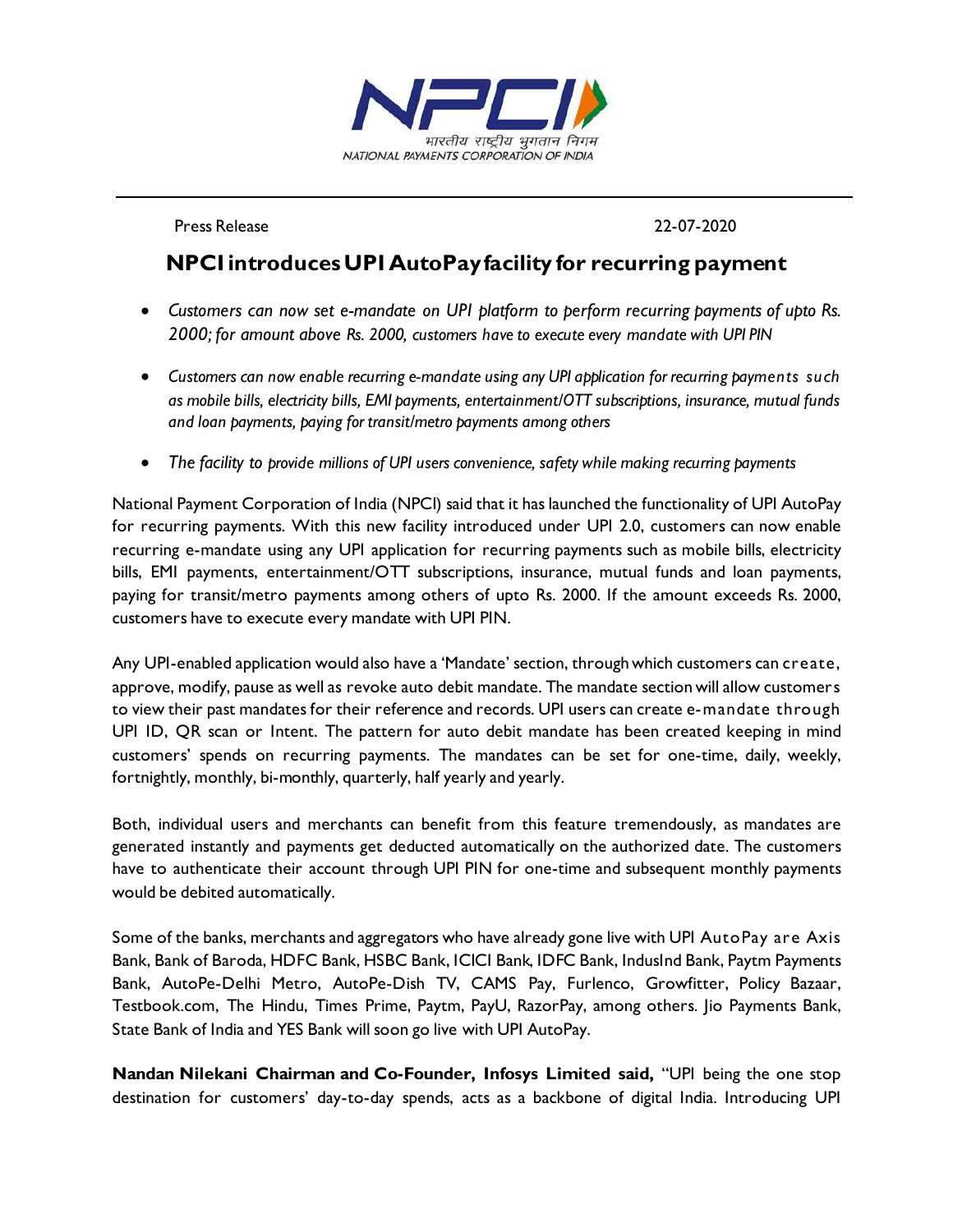Press Release 22-07-2020

# NPCI introduces UPI AutoPay facility for recurring payment

- *Customers can now set e-mandate on UPI platform to perform recurring payments of upto Rs. 2000; for amount above Rs. 2000, customers have to execute every mandate with UPI PIN*
- *Customers can now enable recurring e-mandate using any UPI application for recurring payments such as mobile bills, electricity bills, EMI payments, entertainment/OTT subscriptions, insurance, mutual funds and loan payments, paying for transit/metro payments among others*
- *The facility to provide millions of UPI users convenience, safety while making recurring payments*

National Payment Corporation of India (NPCI) said that it has launched the functionality of UPI AutoPay for recurring payments. With this new facility introduced under UPI 2.0, customers can now enable recurring e-mandate using any UPI application for recurring payments such as mobile bills, electricity bills, EMI payments, entertainment/OTT subscriptions, insurance, mutual funds and loan payments, paying for transit/metro payments among others of upto Rs. 2000. If the amount exceeds Rs. 2000, customers have to execute every mandate with UPI PIN.

Any UPI-enabled application would also have a 'Mandate' section, through which customers can create, approve, modify, pause as well as revoke auto debit mandate. The mandate section will allow customers to view their past mandates for their reference and records. UPI users can create e-mandate through UPI ID, QR scan or Intent. The pattern for auto debit mandate has been created keeping in mind customers' spends on recurring payments. The mandates can be set for one-time, daily, weekly, fortnightly, monthly, bi-monthly, quarterly, half yearly and yearly.

Both, individual users and merchants can benefit from this feature tremendously, as mandates are generated instantly and payments get deducted automatically on the authorized date. The customers have to authenticate their account through UPI PIN for one-time and subsequent monthly payments would be debited automatically.

Some of the banks, merchants and aggregators who have already gone live with UPI AutoPay are Axis Bank, Bank of Baroda, HDFC Bank, HSBC Bank, ICICI Bank, IDFC Bank, IndusInd Bank, Paytm Payments Bank, AutoPe-Delhi Metro, AutoPe-Dish TV, CAMS Pay, Furlenco, Growfitter, Policy Bazaar, Testbook.com, The Hindu, Times Prime, Paytm, PayU, RazorPay, among others. Jio Payments Bank, State Bank of India and YES Bank will soon go live with UPI AutoPay.

**Nandan Nilekani Chairman and Co-Founder, Infosys Limited said,** "UPI being the one stop destination for customers' day-to-day spends, acts as a backbone of digital India. Introducing UPI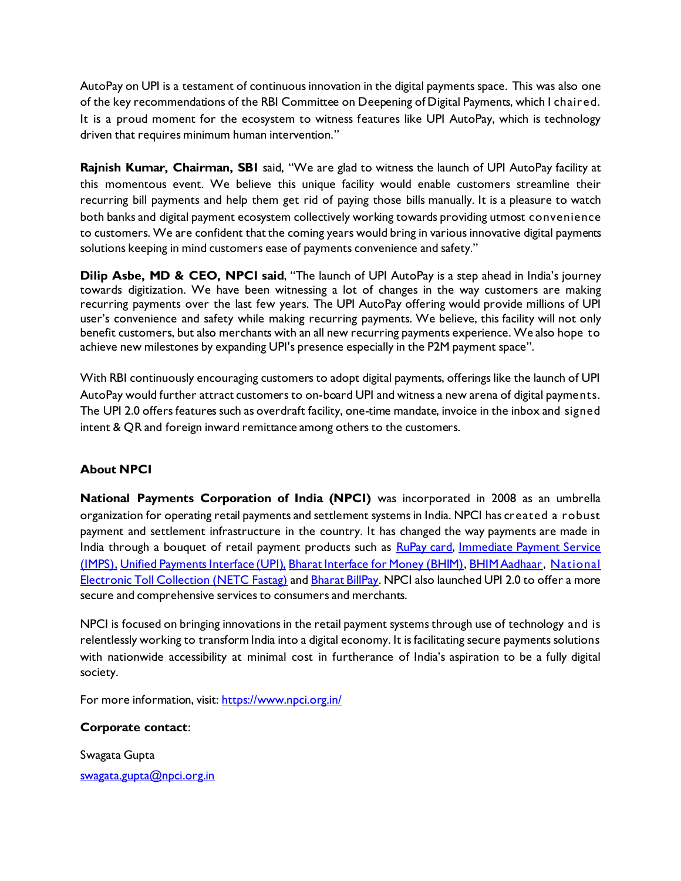AutoPay on UPI is a testament of continuous innovation in the digital payments space. This was also one of the key recommendations of the RBI Committee on Deepening of Digital Payments, which I chaired. It is a proud moment for the ecosystem to witness features like UPI AutoPay, which is technology driven that requires minimum human intervention."

**Rajnish Kumar, Chairman, SBI** said, "We are glad to witness the launch of UPI AutoPay facility at this momentous event. We believe this unique facility would enable customers streamline their recurring bill payments and help them get rid of paying those bills manually. It is a pleasure to watch both banks and digital payment ecosystem collectively working towards providing utmost convenience to customers. We are confident that the coming years would bring in various innovative digital payments solutions keeping in mind customers ease of payments convenience and safety."

**Dilip Asbe, MD & CEO, NPCI said**, "The launch of UPI AutoPay is a step ahead in India's journey towards digitization. We have been witnessing a lot of changes in the way customers are making recurring payments over the last few years. The UPI AutoPay offering would provide millions of UPI user's convenience and safety while making recurring payments. We believe, this facility will not only benefit customers, but also merchants with an all new recurring payments experience. We also hope to achieve new milestones by expanding UPI's presence especially in the P2M payment space".

With RBI continuously encouraging customers to adopt digital payments, offerings like the launch of UPI AutoPay would further attract customers to on-board UPI and witness a new arena of digital payments. The UPI 2.0 offers features such as overdraft facility, one-time mandate, invoice in the inbox and signed intent & QR and foreign inward remittance among others to the customers.

**About NPCI**

**National Payments Corporation of India (NPCI)** was incorporated in 2008 as an umbrella organization for operating retail payments and settlement systems in India. NPCI has created a robust payment and settlement infrastructure in the country. It has changed the way payments are made in India through a bouquet of retail payment products such as RuPay card, Immediate Payment Service (IMPS), Unified Payments Interface (UPI), Bharat Interface for Money (BHIM), BHIM Aadhaar, National Electronic Toll Collection (NETC Fastag) and Bharat BillPay. NPCI also launched UPI 2.0 to offer a more secure and comprehensive services to consumers and merchants.

NPCI is focused on bringing innovations in the retail payment systems through use of technology and is relentlessly working to transform India into a digital economy. It is facilitating secure payments solutions with nationwide accessibility at minimal cost in furtherance of India's aspiration to be a fully digital society.

For more information, visit: https://www.npci.org.in/

**Corporate contact**:

Swagata Gupta

swagata.gupta@npci.org.in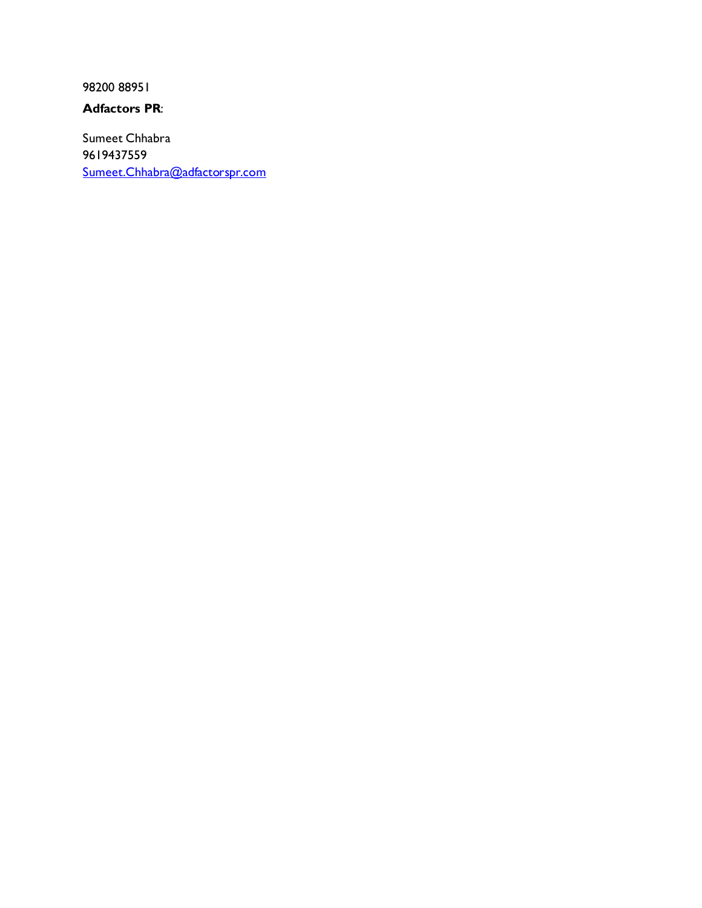98200 88951

**Adfactors PR**:

Sumeet Chhabra
9619437559
Sumeet.Chhabra@adfactorspr.com